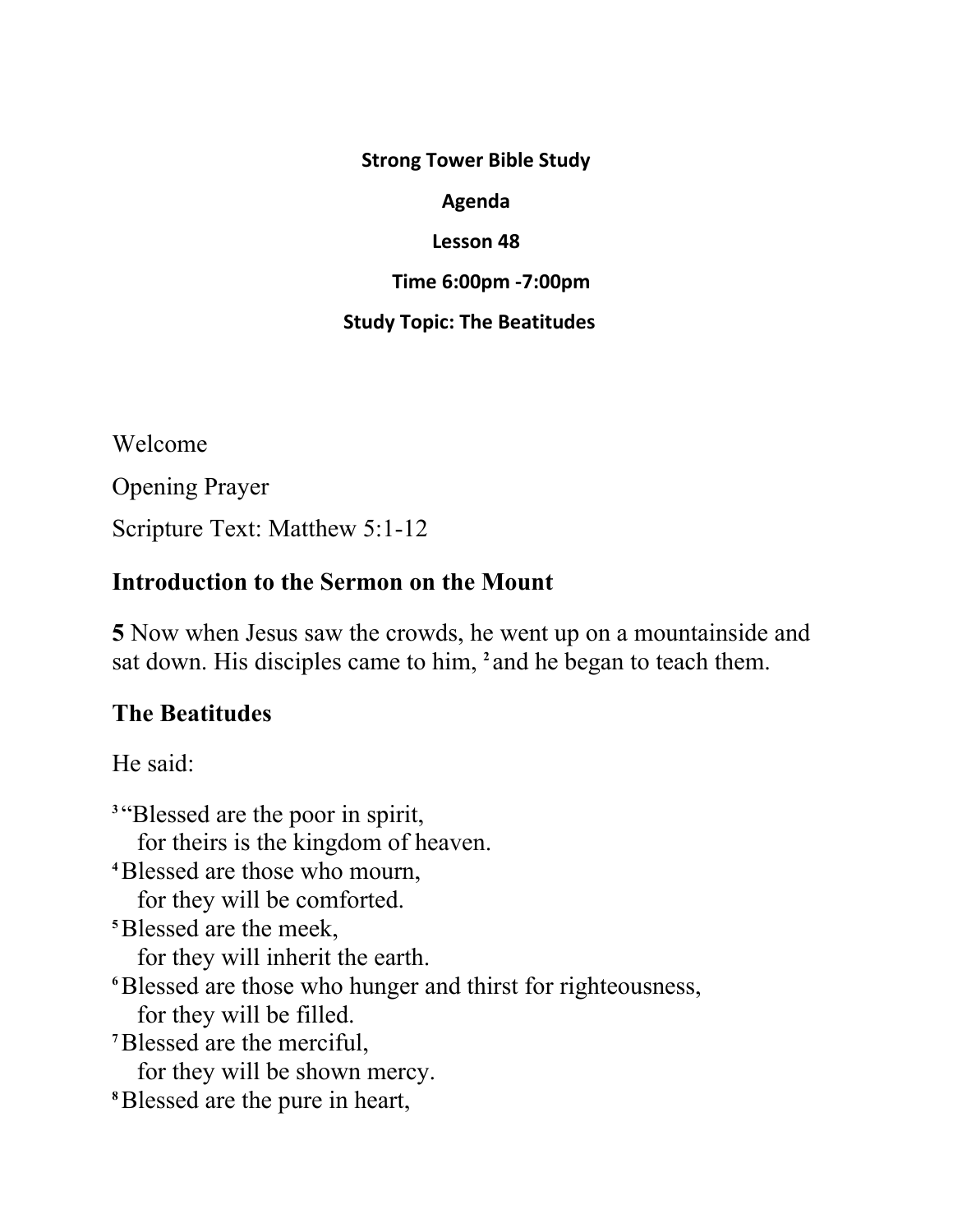**Strong Tower Bible Study**

**Agenda**

**Lesson 48**

**Time 6:00pm -7:00pm**

**Study Topic: The Beatitudes**

Welcome

Opening Prayer

Scripture Text: Matthew 5:1-12

## Introduction to the Sermon on the Mount

**5** Now when Jesus saw the crowds, he went up on a mountainside and sat down. His disciples came to him, [2] and he began to teach them.

## The Beatitudes

He said:

[3] "Blessed are the poor in spirit,
  for theirs is the kingdom of heaven.
[4] Blessed are those who mourn,
  for they will be comforted.
[5] Blessed are the meek,
  for they will inherit the earth.
[6] Blessed are those who hunger and thirst for righteousness,
  for they will be filled.
[7] Blessed are the merciful,
  for they will be shown mercy.
[8] Blessed are the pure in heart,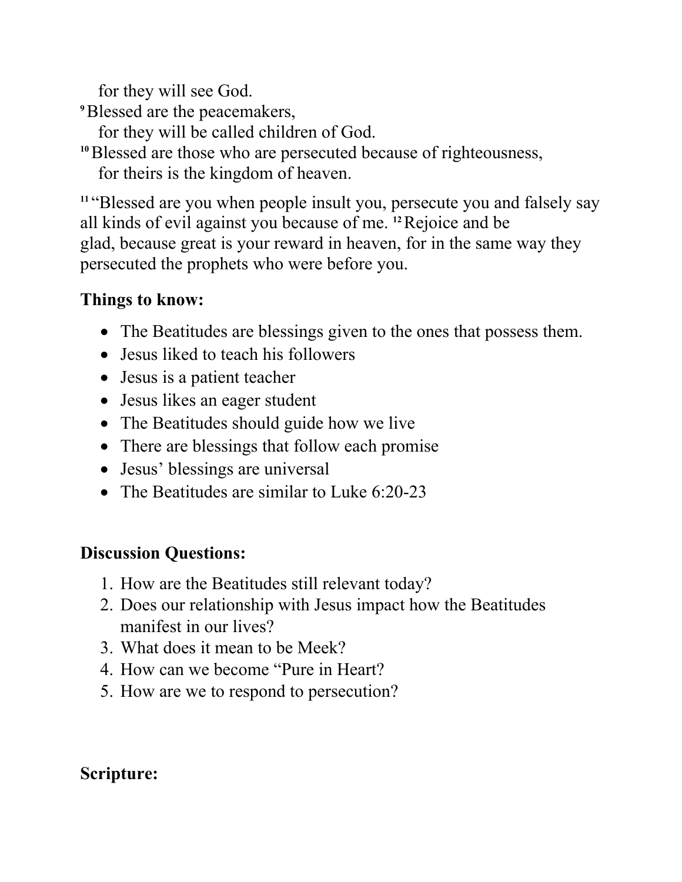for they will see God.
[9] Blessed are the peacemakers,
for they will be called children of God.
[10] Blessed are those who are persecuted because of righteousness,
for theirs is the kingdom of heaven.

[11] "Blessed are you when people insult you, persecute you and falsely say all kinds of evil against you because of me. [12] Rejoice and be glad, because great is your reward in heaven, for in the same way they persecuted the prophets who were before you.

**Things to know:**

- The Beatitudes are blessings given to the ones that possess them.
- Jesus liked to teach his followers
- Jesus is a patient teacher
- Jesus likes an eager student
- The Beatitudes should guide how we live
- There are blessings that follow each promise
- Jesus' blessings are universal
- The Beatitudes are similar to Luke 6:20-23

**Discussion Questions:**

1. How are the Beatitudes still relevant today?
2. Does our relationship with Jesus impact how the Beatitudes manifest in our lives?
3. What does it mean to be Meek?
4. How can we become "Pure in Heart?
5. How are we to respond to persecution?

**Scripture:**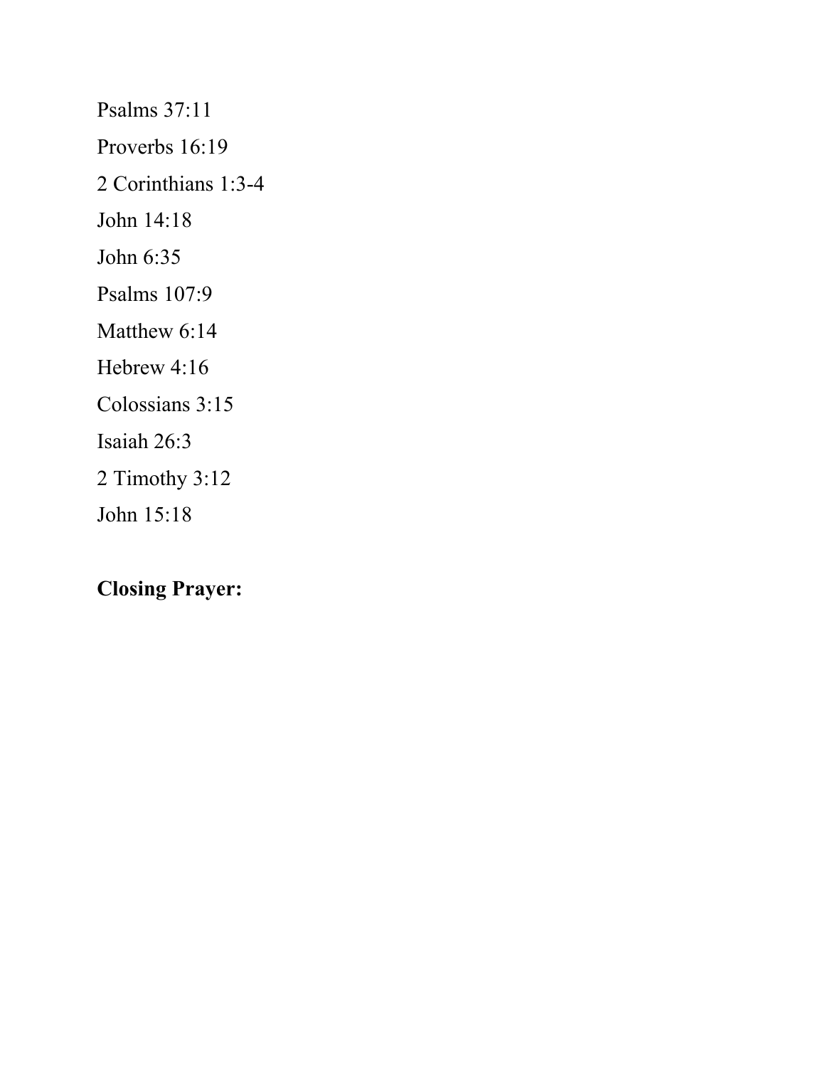Psalms 37:11

Proverbs 16:19

2 Corinthians 1:3-4

John 14:18

John 6:35

Psalms 107:9

Matthew 6:14

Hebrew 4:16

Colossians 3:15

Isaiah 26:3

2 Timothy 3:12

John 15:18

**Closing Prayer:**